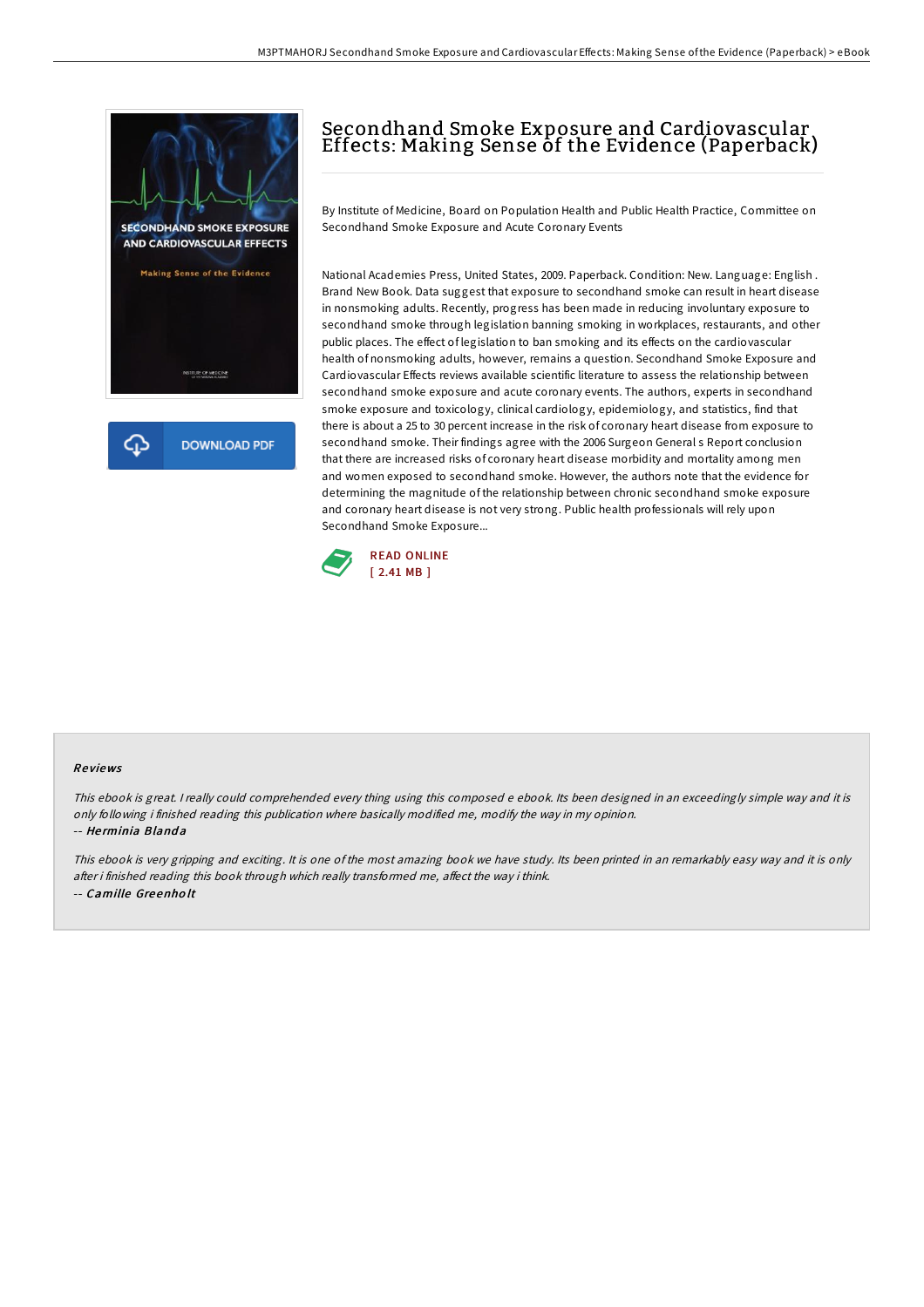# Secondhand Smoke Exposure and Cardiovascular Effects: Making Sense of the Evidence (Paperback)

By Institute of Medicine, Board on Population Health and Public Health Practice, Committee on Secondhand Smoke Exposure and Acute Coronary Events

National Academies Press, United States, 2009. Paperback. Condition: New. Language: English . Brand New Book. Data suggest that exposure to secondhand smoke can result in heart disease in nonsmoking adults. Recently, progress has been made in reducing involuntary exposure to secondhand smoke through legislation banning smoking in workplaces, restaurants, and other public places. The effect of legislation to ban smoking and its effects on the cardiovascular health of nonsmoking adults, however, remains a question. Secondhand Smoke Exposure and Cardiovascular Effects reviews available scientific literature to assess the relationship between secondhand smoke exposure and acute coronary events. The authors, experts in secondhand smoke exposure and toxicology, clinical cardiology, epidemiology, and statistics, find that there is about a 25 to 30 percent increase in the risk of coronary heart disease from exposure to secondhand smoke. Their findings agree with the 2006 Surgeon General s Report conclusion that there are increased risks of coronary heart disease morbidity and mortality among men and women exposed to secondhand smoke. However, the authors note that the evidence for determining the magnitude of the relationship between chronic secondhand smoke exposure and coronary heart disease is not very strong. Public health professionals will rely upon Secondhand Smoke Exposure...

DOWNLOAD PDF

READ ONLINE
[ 2.41 MB ]

## Reviews

*This ebook is great. I really could comprehended every thing using this composed e ebook. Its been designed in an exceedingly simple way and it is only following i finished reading this publication where basically modified me, modify the way in my opinion.*

-- *Herminia Blanda*

*This ebook is very gripping and exciting. It is one of the most amazing book we have study. Its been printed in an remarkably easy way and it is only after i finished reading this book through which really transformed me, affect the way i think.*

-- *Camille Greenholt*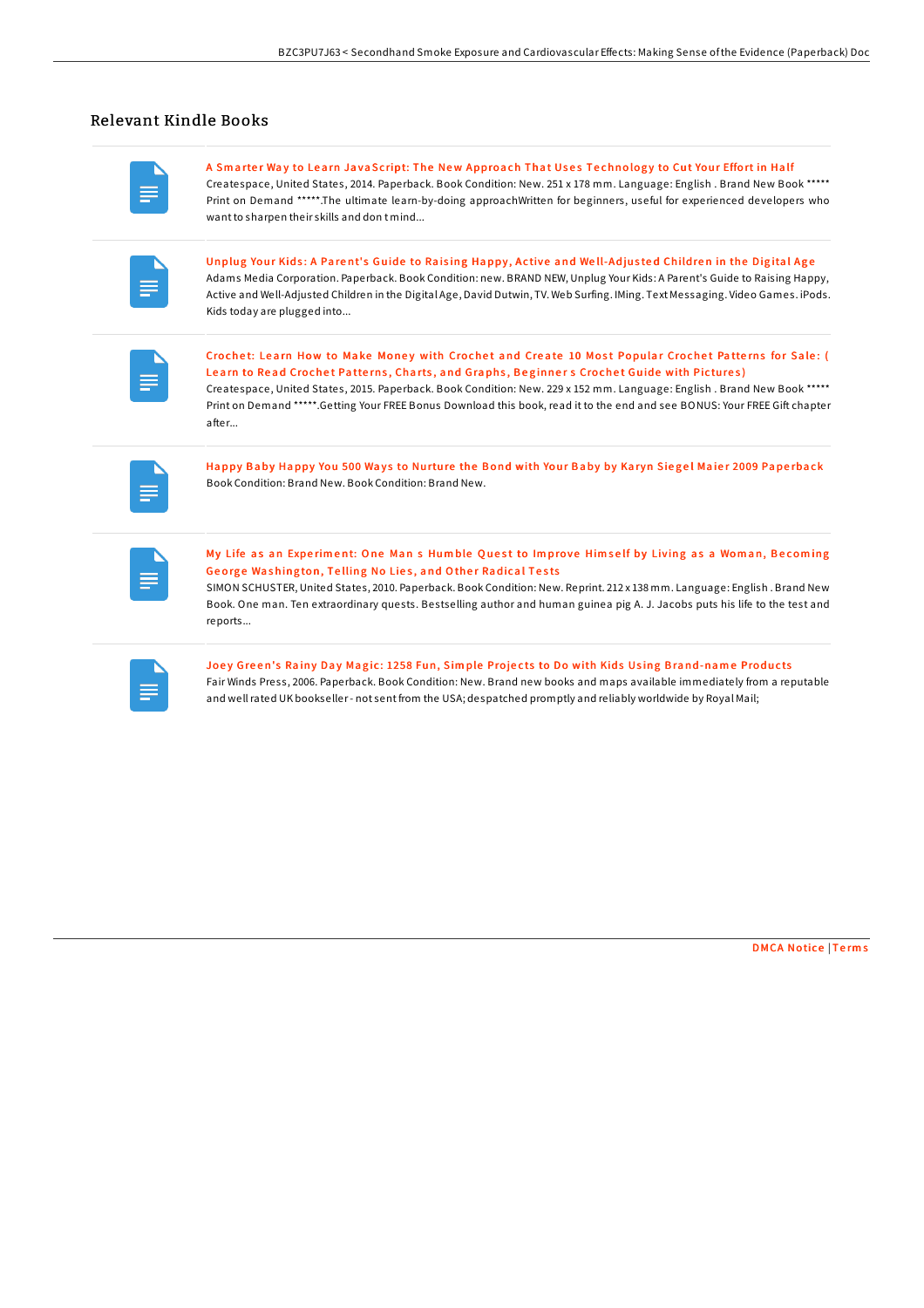## Relevant Kindle Books

**A Smarter Way to Learn JavaScript: The New Approach That Uses Technology to Cut Your Effort in Half**
Createspace, United States, 2014. Paperback. Book Condition: New. 251 x 178 mm. Language: English . Brand New Book ***** Print on Demand *****.The ultimate learn-by-doing approachWritten for beginners, useful for experienced developers who want to sharpen their skills and don t mind...

**Unplug Your Kids: A Parent's Guide to Raising Happy, Active and Well-Adjusted Children in the Digital Age**
Adams Media Corporation. Paperback. Book Condition: new. BRAND NEW, Unplug Your Kids: A Parent's Guide to Raising Happy, Active and Well-Adjusted Children in the Digital Age, David Dutwin, TV. Web Surfing. IMing. Text Messaging. Video Games. iPods. Kids today are plugged into...

**Crochet: Learn How to Make Money with Crochet and Create 10 Most Popular Crochet Patterns for Sale: ( Learn to Read Crochet Patterns, Charts, and Graphs, Beginner s Crochet Guide with Pictures)**
Createspace, United States, 2015. Paperback. Book Condition: New. 229 x 152 mm. Language: English . Brand New Book ***** Print on Demand *****.Getting Your FREE Bonus Download this book, read it to the end and see BONUS: Your FREE Gift chapter after...

**Happy Baby Happy You 500 Ways to Nurture the Bond with Your Baby by Karyn Siegel Maier 2009 Paperback**
Book Condition: Brand New. Book Condition: Brand New.

**My Life as an Experiment: One Man s Humble Quest to Improve Himself by Living as a Woman, Becoming George Washington, Telling No Lies, and Other Radical Tests**
SIMON SCHUSTER, United States, 2010. Paperback. Book Condition: New. Reprint. 212 x 138 mm. Language: English . Brand New Book. One man. Ten extraordinary quests. Bestselling author and human guinea pig A. J. Jacobs puts his life to the test and reports...

**Joey Green's Rainy Day Magic: 1258 Fun, Simple Projects to Do with Kids Using Brand-name Products**
Fair Winds Press, 2006. Paperback. Book Condition: New. Brand new books and maps available immediately from a reputable and well rated UK bookseller - not sent from the USA; despatched promptly and reliably worldwide by Royal Mail;